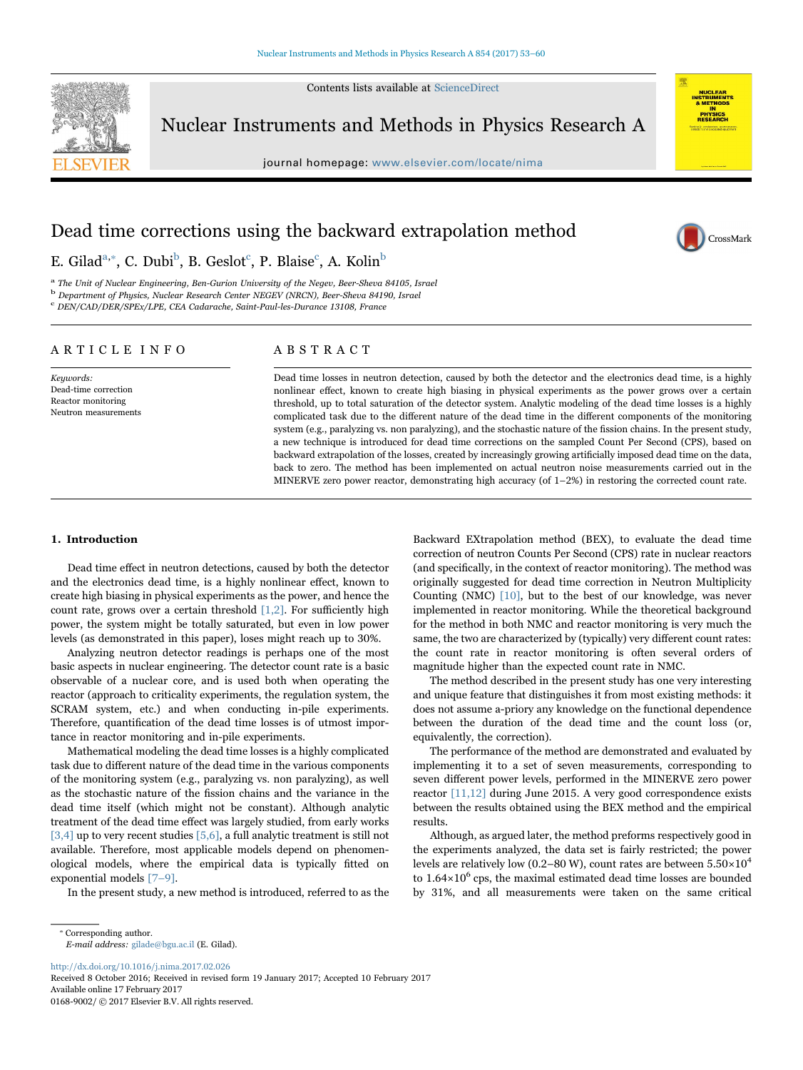# Dead time corrections using the backward extrapolation method

E. Gilad[a,*], C. Dubi[b], B. Geslot[c], P. Blaise[c], A. Kolin[b]

[a] The Unit of Nuclear Engineering, Ben-Gurion University of the Negev, Beer-Sheva 84105, Israel
[b] Department of Physics, Nuclear Research Center NEGEV (NRCN), Beer-Sheva 84190, Israel
[c] DEN/CAD/DER/SPEx/LPE, CEA Cadarache, Saint-Paul-les-Durance 13108, France

## ARTICLE INFO

*Keywords:*
Dead-time correction
Reactor monitoring
Neutron measurements

## ABSTRACT

Dead time losses in neutron detection, caused by both the detector and the electronics dead time, is a highly nonlinear effect, known to create high biasing in physical experiments as the power grows over a certain threshold, up to total saturation of the detector system. Analytic modeling of the dead time losses is a highly complicated task due to the different nature of the dead time in the different components of the monitoring system (e.g., paralyzing vs. non paralyzing), and the stochastic nature of the fission chains. In the present study, a new technique is introduced for dead time corrections on the sampled Count Per Second (CPS), based on backward extrapolation of the losses, created by increasingly growing artificially imposed dead time on the data, back to zero. The method has been implemented on actual neutron noise measurements carried out in the MINERVE zero power reactor, demonstrating high accuracy (of 1–2%) in restoring the corrected count rate.

## 1. Introduction

Dead time effect in neutron detections, caused by both the detector and the electronics dead time, is a highly nonlinear effect, known to create high biasing in physical experiments as the power, and hence the count rate, grows over a certain threshold [1,2]. For sufficiently high power, the system might be totally saturated, but even in low power levels (as demonstrated in this paper), loses might reach up to 30%.

Analyzing neutron detector readings is perhaps one of the most basic aspects in nuclear engineering. The detector count rate is a basic observable of a nuclear core, and is used both when operating the reactor (approach to criticality experiments, the regulation system, the SCRAM system, etc.) and when conducting in-pile experiments. Therefore, quantification of the dead time losses is of utmost importance in reactor monitoring and in-pile experiments.

Mathematical modeling the dead time losses is a highly complicated task due to different nature of the dead time in the various components of the monitoring system (e.g., paralyzing vs. non paralyzing), as well as the stochastic nature of the fission chains and the variance in the dead time itself (which might not be constant). Although analytic treatment of the dead time effect was largely studied, from early works [3,4] up to very recent studies [5,6], a full analytic treatment is still not available. Therefore, most applicable models depend on phenomenological models, where the empirical data is typically fitted on exponential models [7–9].

In the present study, a new method is introduced, referred to as the Backward EXtrapolation method (BEX), to evaluate the dead time correction of neutron Counts Per Second (CPS) rate in nuclear reactors (and specifically, in the context of reactor monitoring). The method was originally suggested for dead time correction in Neutron Multiplicity Counting (NMC) [10], but to the best of our knowledge, was never implemented in reactor monitoring. While the theoretical background for the method in both NMC and reactor monitoring is very much the same, the two are characterized by (typically) very different count rates: the count rate in reactor monitoring is often several orders of magnitude higher than the expected count rate in NMC.

The method described in the present study has one very interesting and unique feature that distinguishes it from most existing methods: it does not assume a-priory any knowledge on the functional dependence between the duration of the dead time and the count loss (or, equivalently, the correction).

The performance of the method are demonstrated and evaluated by implementing it to a set of seven measurements, corresponding to seven different power levels, performed in the MINERVE zero power reactor [11,12] during June 2015. A very good correspondence exists between the results obtained using the BEX method and the empirical results.

Although, as argued later, the method preforms respectively good in the experiments analyzed, the data set is fairly restricted; the power levels are relatively low (0.2–80 W), count rates are between $5.50\times10^4$ to $1.64\times10^6$ cps, the maximal estimated dead time losses are bounded by 31%, and all measurements were taken on the same critical

---

* Corresponding author.
*E-mail address:* gilade@bgu.ac.il (E. Gilad).

http://dx.doi.org/10.1016/j.nima.2017.02.026
Received 8 October 2016; Received in revised form 19 January 2017; Accepted 10 February 2017
Available online 17 February 2017
0168-9002/ © 2017 Elsevier B.V. All rights reserved.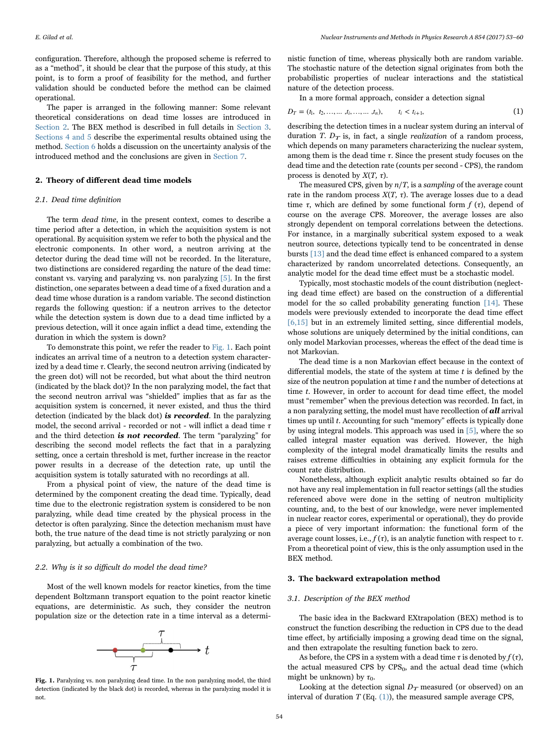configuration. Therefore, although the proposed scheme is referred to as a "method", it should be clear that the purpose of this study, at this point, is to form a proof of feasibility for the method, and further validation should be conducted before the method can be claimed operational.

The paper is arranged in the following manner: Some relevant theoretical considerations on dead time losses are introduced in Section 2. The BEX method is described in full details in Section 3. Sections 4 and 5 describe the experimental results obtained using the method. Section 6 holds a discussion on the uncertainty analysis of the introduced method and the conclusions are given in Section 7.

## 2. Theory of different dead time models

### 2.1. Dead time definition

The term *dead time*, in the present context, comes to describe a time period after a detection, in which the acquisition system is not operational. By acquisition system we refer to both the physical and the electronic components. In other word, a neutron arriving at the detector during the dead time will not be recorded. In the literature, two distinctions are considered regarding the nature of the dead time: constant vs. varying and paralyzing vs. non paralyzing [5]. In the first distinction, one separates between a dead time of a fixed duration and a dead time whose duration is a random variable. The second distinction regards the following question: if a neutron arrives to the detector while the detection system is down due to a dead time inflicted by a previous detection, will it once again inflict a dead time, extending the duration in which the system is down?

To demonstrate this point, we refer the reader to Fig. 1. Each point indicates an arrival time of a neutron to a detection system characterized by a dead time $\tau$. Clearly, the second neutron arriving (indicated by the green dot) will not be recorded, but what about the third neutron (indicated by the black dot)? In the non paralyzing model, the fact that the second neutron arrival was "shielded" implies that as far as the acquisition system is concerned, it never existed, and thus the third detection (indicated by the black dot) ***is recorded***. In the paralyzing model, the second arrival - recorded or not - will inflict a dead time $\tau$ and the third detection ***is not recorded***. The term "paralyzing" for describing the second model reflects the fact that in a paralyzing setting, once a certain threshold is met, further increase in the reactor power results in a decrease of the detection rate, up until the acquisition system is totally saturated with no recordings at all.

From a physical point of view, the nature of the dead time is determined by the component creating the dead time. Typically, dead time due to the electronic registration system is considered to be non paralyzing, while dead time created by the physical process in the detector is often paralyzing. Since the detection mechanism must have both, the true nature of the dead time is not strictly paralyzing or non paralyzing, but actually a combination of the two.

### 2.2. Why is it so difficult do model the dead time?

Most of the well known models for reactor kinetics, from the time dependent Boltzmann transport equation to the point reactor kinetic equations, are deterministic. As such, they consider the neutron population size or the detection rate in a time interval as a deterministic function of time, whereas physically both are random variable. The stochastic nature of the detection signal originates from both the probabilistic properties of nuclear interactions and the statistical nature of the detection process.

Fig. 1. Paralyzing vs. non paralyzing dead time. In the non paralyzing model, the third detection (indicated by the black dot) is recorded, whereas in the paralyzing model it is not.

In a more formal approach, consider a detection signal

$$D_T = (t_1,\ t_2, \ldots, \ldots ,t_i, \ldots, \ldots ,t_n), \qquad t_i < t_{i+1}, \tag{1}$$

describing the detection times in a nuclear system during an interval of duration $T$. $D_T$ is, in fact, a single *realization* of a random process, which depends on many parameters characterizing the nuclear system, among them is the dead time $\tau$. Since the present study focuses on the dead time and the detection rate (counts per second - CPS), the random process is denoted by $X(T, \tau)$.

The measured CPS, given by $n/T$, is a *sampling* of the average count rate in the random process $X(T, \tau)$. The average losses due to a dead time $\tau$, which are defined by some functional form $f(\tau)$, depend of course on the average CPS. Moreover, the average losses are also strongly dependent on temporal correlations between the detections. For instance, in a marginally subcritical system exposed to a weak neutron source, detections typically tend to be concentrated in dense bursts [13] and the dead time effect is enhanced compared to a system characterized by random uncorrelated detections. Consequently, an analytic model for the dead time effect must be a stochastic model.

Typically, most stochastic models of the count distribution (neglecting dead time effect) are based on the construction of a differential model for the so called probability generating function [14]. These models were previously extended to incorporate the dead time effect [6,15] but in an extremely limited setting, since differential models, whose solutions are uniquely determined by the initial conditions, can only model Markovian processes, whereas the effect of the dead time is not Markovian.

The dead time is a non Markovian effect because in the context of differential models, the state of the system at time $t$ is defined by the size of the neutron population at time $t$ and the number of detections at time $t$. However, in order to account for dead time effect, the model must "remember" when the previous detection was recorded. In fact, in a non paralyzing setting, the model must have recollection of ***all*** arrival times up until $t$. Accounting for such "memory" effects is typically done by using integral models. This approach was used in [5], where the so called integral master equation was derived. However, the high complexity of the integral model dramatically limits the results and raises extreme difficulties in obtaining any explicit formula for the count rate distribution.

Nonetheless, although explicit analytic results obtained so far do not have any real implementation in full reactor settings (all the studies referenced above were done in the setting of neutron multiplicity counting, and, to the best of our knowledge, were never implemented in nuclear reactor cores, experimental or operational), they do provide a piece of very important information: the functional form of the average count losses, i.e., $f(\tau)$, is an analytic function with respect to $\tau$. From a theoretical point of view, this is the only assumption used in the BEX method.

## 3. The backward extrapolation method

### 3.1. Description of the BEX method

The basic idea in the Backward EXtrapolation (BEX) method is to construct the function describing the reduction in CPS due to the dead time effect, by artificially imposing a growing dead time on the signal, and then extrapolate the resulting function back to zero.

As before, the CPS in a system with a dead time $\tau$ is denoted by $f(\tau)$, the actual measured CPS by $\text{CPS}_0$, and the actual dead time (which might be unknown) by $\tau_0$.

Looking at the detection signal $D_T$ measured (or observed) on an interval of duration $T$ (Eq. (1)), the measured sample average CPS,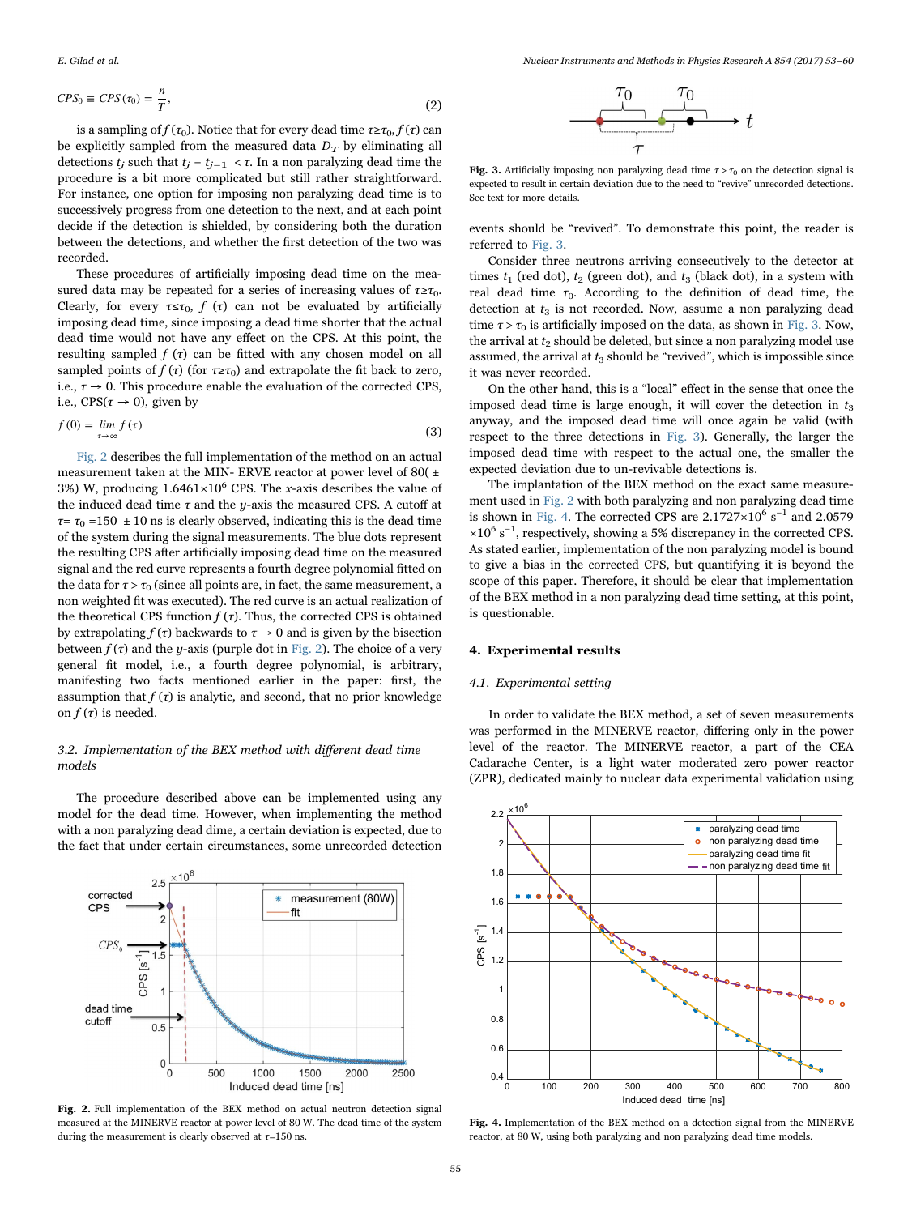$$CPS_0 \equiv CPS(\tau_0) = \frac{n}{T}, \tag{2}$$

is a sampling of $f(\tau_0)$. Notice that for every dead time $\tau \geq \tau_0$, $f(\tau)$ can be explicitly sampled from the measured data $D_T$ by eliminating all detections $t_j$ such that $t_j - t_{j-1} < \tau$. In a non paralyzing dead time the procedure is a bit more complicated but still rather straightforward. For instance, one option for imposing non paralyzing dead time is to successively progress from one detection to the next, and at each point decide if the detection is shielded, by considering both the duration between the detections, and whether the first detection of the two was recorded.

These procedures of artificially imposing dead time on the measured data may be repeated for a series of increasing values of $\tau \geq \tau_0$. Clearly, for every $\tau \leq \tau_0$, $f(\tau)$ can not be evaluated by artificially imposing dead time, since imposing a dead time shorter that the actual dead time would not have any effect on the CPS. At this point, the resulting sampled $f(\tau)$ can be fitted with any chosen model on all sampled points of $f(\tau)$ (for $\tau \geq \tau_0$) and extrapolate the fit back to zero, i.e., $\tau \to 0$. This procedure enable the evaluation of the corrected CPS, i.e., CPS($\tau \to 0$), given by

$$f(0) = \lim_{\tau \to \infty} f(\tau) \tag{3}$$

Fig. 2 describes the full implementation of the method on an actual measurement taken at the MIN- ERVE reactor at power level of 80($\pm$ 3%) W, producing $1.6461 \times 10^6$ CPS. The $x$-axis describes the value of the induced dead time $\tau$ and the $y$-axis the measured CPS. A cutoff at $\tau = \tau_0 = 150 \pm 10$ ns is clearly observed, indicating this is the dead time of the system during the signal measurements. The blue dots represent the resulting CPS after artificially imposing dead time on the measured signal and the red curve represents a fourth degree polynomial fitted on the data for $\tau > \tau_0$ (since all points are, in fact, the same measurement, a non weighted fit was executed). The red curve is an actual realization of the theoretical CPS function $f(\tau)$. Thus, the corrected CPS is obtained by extrapolating $f(\tau)$ backwards to $\tau \to 0$ and is given by the bisection between $f(\tau)$ and the $y$-axis (purple dot in Fig. 2). The choice of a very general fit model, i.e., a fourth degree polynomial, is arbitrary, manifesting two facts mentioned earlier in the paper: first, the assumption that $f(\tau)$ is analytic, and second, that no prior knowledge on $f(\tau)$ is needed.

### 3.2. Implementation of the BEX method with different dead time models

The procedure described above can be implemented using any model for the dead time. However, when implementing the method with a non paralyzing dead dime, a certain deviation is expected, due to the fact that under certain circumstances, some unrecorded detection

**Fig. 2.** Full implementation of the BEX method on actual neutron detection signal measured at the MINERVE reactor at power level of 80 W. The dead time of the system during the measurement is clearly observed at $\tau$=150 ns.

**Fig. 3.** Artificially imposing non paralyzing dead time $\tau > \tau_0$ on the detection signal is expected to result in certain deviation due to the need to "revive" unrecorded detections. See text for more details.

events should be "revived". To demonstrate this point, the reader is referred to Fig. 3.

Consider three neutrons arriving consecutively to the detector at times $t_1$ (red dot), $t_2$ (green dot), and $t_3$ (black dot), in a system with real dead time $\tau_0$. According to the definition of dead time, the detection at $t_3$ is not recorded. Now, assume a non paralyzing dead time $\tau > \tau_0$ is artificially imposed on the data, as shown in Fig. 3. Now, the arrival at $t_2$ should be deleted, but since a non paralyzing model use assumed, the arrival at $t_3$ should be "revived", which is impossible since it was never recorded.

On the other hand, this is a "local" effect in the sense that once the imposed dead time is large enough, it will cover the detection in $t_3$ anyway, and the imposed dead time will once again be valid (with respect to the three detections in Fig. 3). Generally, the larger the imposed dead time with respect to the actual one, the smaller the expected deviation due to un-revivable detections is.

The implantation of the BEX method on the exact same measurement used in Fig. 2 with both paralyzing and non paralyzing dead time is shown in Fig. 4. The corrected CPS are $2.1727 \times 10^6$ s$^{-1}$ and $2.0579 \times 10^6$ s$^{-1}$, respectively, showing a 5% discrepancy in the corrected CPS. As stated earlier, implementation of the non paralyzing model is bound to give a bias in the corrected CPS, but quantifying it is beyond the scope of this paper. Therefore, it should be clear that implementation of the BEX method in a non paralyzing dead time setting, at this point, is questionable.

## 4. Experimental results

### 4.1. Experimental setting

In order to validate the BEX method, a set of seven measurements was performed in the MINERVE reactor, differing only in the power level of the reactor. The MINERVE reactor, a part of the CEA Cadarache Center, is a light water moderated zero power reactor (ZPR), dedicated mainly to nuclear data experimental validation using

**Fig. 4.** Implementation of the BEX method on a detection signal from the MINERVE reactor, at 80 W, using both paralyzing and non paralyzing dead time models.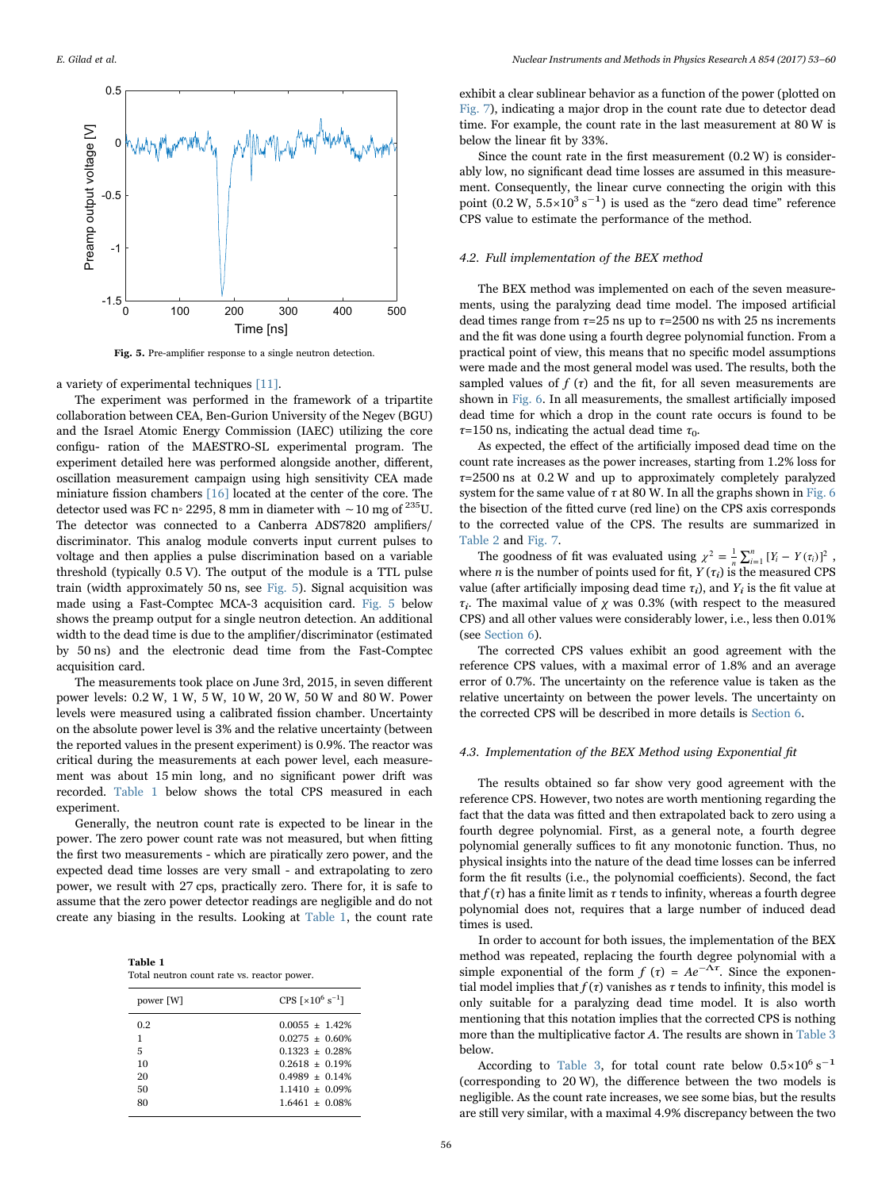Fig. 5. Pre-amplifier response to a single neutron detection.

a variety of experimental techniques [11].

The experiment was performed in the framework of a tripartite collaboration between CEA, Ben-Gurion University of the Negev (BGU) and the Israel Atomic Energy Commission (IAEC) utilizing the core configu- ration of the MAESTRO-SL experimental program. The experiment detailed here was performed alongside another, different, oscillation measurement campaign using high sensitivity CEA made miniature fission chambers [16] located at the center of the core. The detector used was FC n◦ 2295, 8 mm in diameter with ~10 mg of $^{235}$U. The detector was connected to a Canberra ADS7820 amplifiers/ discriminator. This analog module converts input current pulses to voltage and then applies a pulse discrimination based on a variable threshold (typically 0.5 V). The output of the module is a TTL pulse train (width approximately 50 ns, see Fig. 5). Signal acquisition was made using a Fast-Comptec MCA-3 acquisition card. Fig. 5 below shows the preamp output for a single neutron detection. An additional width to the dead time is due to the amplifier/discriminator (estimated by 50 ns) and the electronic dead time from the Fast-Comptec acquisition card.

The measurements took place on June 3rd, 2015, in seven different power levels: 0.2 W, 1 W, 5 W, 10 W, 20 W, 50 W and 80 W. Power levels were measured using a calibrated fission chamber. Uncertainty on the absolute power level is 3% and the relative uncertainty (between the reported values in the present experiment) is 0.9%. The reactor was critical during the measurements at each power level, each measurement was about 15 min long, and no significant power drift was recorded. Table 1 below shows the total CPS measured in each experiment.

Generally, the neutron count rate is expected to be linear in the power. The zero power count rate was not measured, but when fitting the first two measurements - which are piratically zero power, and the expected dead time losses are very small - and extrapolating to zero power, we result with 27 cps, practically zero. There for, it is safe to assume that the zero power detector readings are negligible and do not create any biasing in the results. Looking at Table 1, the count rate exhibit a clear sublinear behavior as a function of the power (plotted on Fig. 7), indicating a major drop in the count rate due to detector dead time. For example, the count rate in the last measurement at 80 W is below the linear fit by 33%.

**Table 1**
Total neutron count rate vs. reactor power.

| power [W] | CPS [$\times 10^6$ s$^{-1}$] |
|---|---|
| 0.2 | 0.0055 ± 1.42% |
| 1 | 0.0275 ± 0.60% |
| 5 | 0.1323 ± 0.28% |
| 10 | 0.2618 ± 0.19% |
| 20 | 0.4989 ± 0.14% |
| 50 | 1.1410 ± 0.09% |
| 80 | 1.6461 ± 0.08% |

Since the count rate in the first measurement (0.2 W) is considerably low, no significant dead time losses are assumed in this measurement. Consequently, the linear curve connecting the origin with this point (0.2 W, $5.5\times10^3$ s$^{-1}$) is used as the "zero dead time" reference CPS value to estimate the performance of the method.

### 4.2. Full implementation of the BEX method

The BEX method was implemented on each of the seven measurements, using the paralyzing dead time model. The imposed artificial dead times range from $\tau$=25 ns up to $\tau$=2500 ns with 25 ns increments and the fit was done using a fourth degree polynomial function. From a practical point of view, this means that no specific model assumptions were made and the most general model was used. The results, both the sampled values of $f(\tau)$ and the fit, for all seven measurements are shown in Fig. 6. In all measurements, the smallest artificially imposed dead time for which a drop in the count rate occurs is found to be $\tau$=150 ns, indicating the actual dead time $\tau_0$.

As expected, the effect of the artificially imposed dead time on the count rate increases as the power increases, starting from 1.2% loss for $\tau$=2500 ns at 0.2 W and up to approximately completely paralyzed system for the same value of $\tau$ at 80 W. In all the graphs shown in Fig. 6 the bisection of the fitted curve (red line) on the CPS axis corresponds to the corrected value of the CPS. The results are summarized in Table 2 and Fig. 7.

The goodness of fit was evaluated using $\chi^2 = \frac{1}{n}\sum_{i=1}^{n}[Y_i - Y(\tau_i)]^2$, where $n$ is the number of points used for fit, $Y(\tau_i)$ is the measured CPS value (after artificially imposing dead time $\tau_i$), and $Y_i$ is the fit value at $\tau_i$. The maximal value of $\chi$ was 0.3% (with respect to the measured CPS) and all other values were considerably lower, i.e., less then 0.01% (see Section 6).

The corrected CPS values exhibit an good agreement with the reference CPS values, with a maximal error of 1.8% and an average error of 0.7%. The uncertainty on the reference value is taken as the relative uncertainty on between the power levels. The uncertainty on the corrected CPS will be described in more details is Section 6.

### 4.3. Implementation of the BEX Method using Exponential fit

The results obtained so far show very good agreement with the reference CPS. However, two notes are worth mentioning regarding the fact that the data was fitted and then extrapolated back to zero using a fourth degree polynomial. First, as a general note, a fourth degree polynomial generally suffices to fit any monotonic function. Thus, no physical insights into the nature of the dead time losses can be inferred form the fit results (i.e., the polynomial coefficients). Second, the fact that $f(\tau)$ has a finite limit as $\tau$ tends to infinity, whereas a fourth degree polynomial does not, requires that a large number of induced dead times is used.

In order to account for both issues, the implementation of the BEX method was repeated, replacing the fourth degree polynomial with a simple exponential of the form $f(\tau) = Ae^{-\Lambda\tau}$. Since the exponential model implies that $f(\tau)$ vanishes as $\tau$ tends to infinity, this model is only suitable for a paralyzing dead time model. It is also worth mentioning that this notation implies that the corrected CPS is nothing more than the multiplicative factor $A$. The results are shown in Table 3 below.

According to Table 3, for total count rate below $0.5\times10^6$ s$^{-1}$ (corresponding to 20 W), the difference between the two models is negligible. As the count rate increases, we see some bias, but the results are still very similar, with a maximal 4.9% discrepancy between the two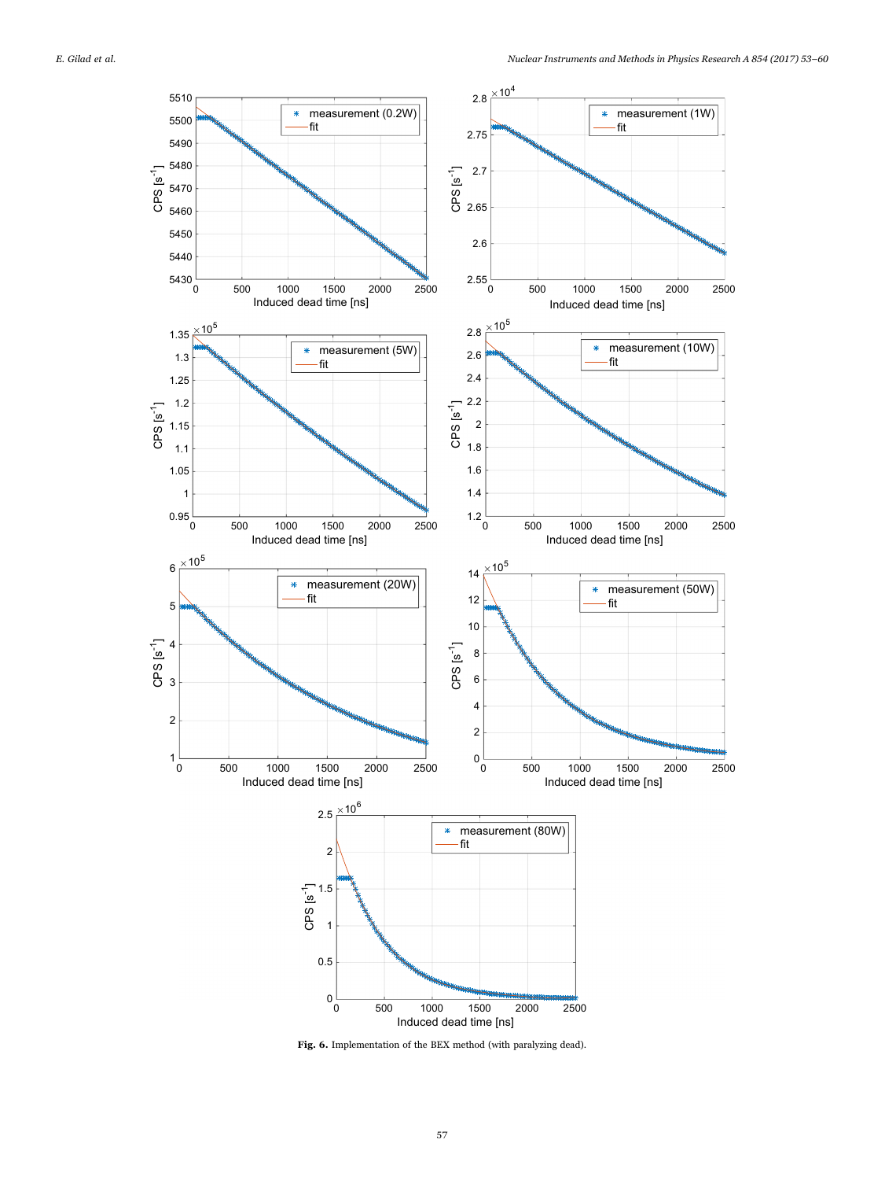**Fig. 6.** Implementation of the BEX method (with paralyzing dead).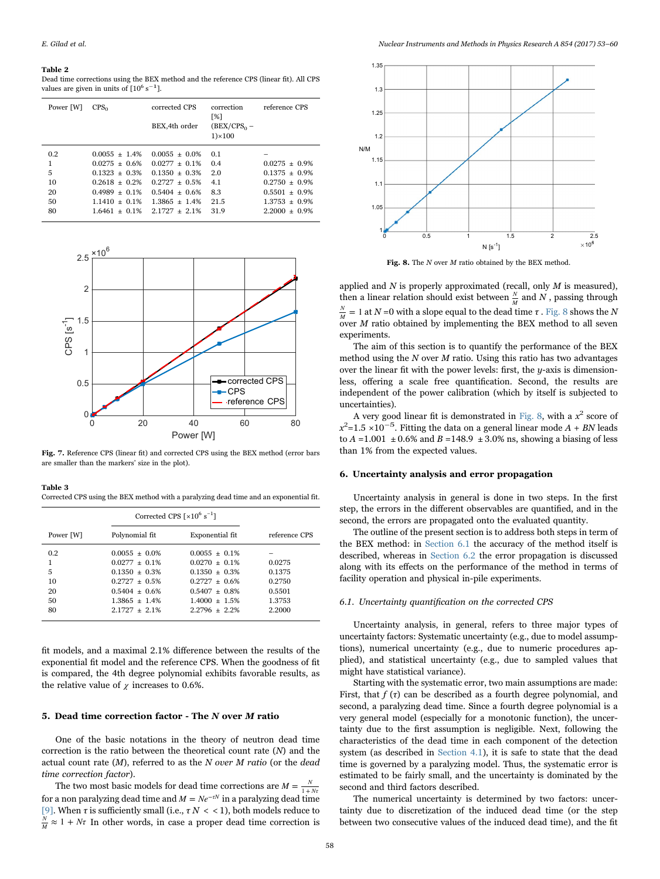**Table 2**
Dead time corrections using the BEX method and the reference CPS (linear fit). All CPS values are given in units of [$10^6$ $s^{-1}$].

| Power [W] | $CPS_0$ | corrected CPS BEX,4th order | correction [%] (BEX/$CPS_0$ − 1)×100 | reference CPS |
|---|---|---|---|---|
| 0.2 | 0.0055 ± 1.4% | 0.0055 ± 0.0% | 0.1 | – |
| 1 | 0.0275 ± 0.6% | 0.0277 ± 0.1% | 0.4 | 0.0275 ± 0.9% |
| 5 | 0.1323 ± 0.3% | 0.1350 ± 0.3% | 2.0 | 0.1375 ± 0.9% |
| 10 | 0.2618 ± 0.2% | 0.2727 ± 0.5% | 4.1 | 0.2750 ± 0.9% |
| 20 | 0.4989 ± 0.1% | 0.5404 ± 0.6% | 8.3 | 0.5501 ± 0.9% |
| 50 | 1.1410 ± 0.1% | 1.3865 ± 1.4% | 21.5 | 1.3753 ± 0.9% |
| 80 | 1.6461 ± 0.1% | 2.1727 ± 2.1% | 31.9 | 2.2000 ± 0.9% |

**Fig. 7.** Reference CPS (linear fit) and corrected CPS using the BEX method (error bars are smaller than the markers' size in the plot).

**Table 3**
Corrected CPS using the BEX method with a paralyzing dead time and an exponential fit.

| Power [W] | Corrected CPS [$\times 10^6$ $s^{-1}$] | | reference CPS |
|---|---|---|---|
| | Polynomial fit | Exponential fit | |
| 0.2 | 0.0055 ± 0.0% | 0.0055 ± 0.1% | – |
| 1 | 0.0277 ± 0.1% | 0.0270 ± 0.1% | 0.0275 |
| 5 | 0.1350 ± 0.3% | 0.1350 ± 0.3% | 0.1375 |
| 10 | 0.2727 ± 0.5% | 0.2727 ± 0.6% | 0.2750 |
| 20 | 0.5404 ± 0.6% | 0.5407 ± 0.8% | 0.5501 |
| 50 | 1.3865 ± 1.4% | 1.4000 ± 1.5% | 1.3753 |
| 80 | 2.1727 ± 2.1% | 2.2796 ± 2.2% | 2.2000 |

fit models, and a maximal 2.1% difference between the results of the exponential fit model and the reference CPS. When the goodness of fit is compared, the 4th degree polynomial exhibits favorable results, as the relative value of $\chi$ increases to 0.6%.

## 5. Dead time correction factor - The *N* over *M* ratio

One of the basic notations in the theory of neutron dead time correction is the ratio between the theoretical count rate ($N$) and the actual count rate ($M$), referred to as the *N over M ratio* (or the *dead time correction factor*).

The two most basic models for dead time corrections are $M = \frac{N}{1+N\tau}$ for a non paralyzing dead time and $M = Ne^{-\tau N}$ in a paralyzing dead time [9]. When $\tau$ is sufficiently small (i.e., $\tau N << 1$), both models reduce to $\frac{N}{M} \approx 1 + N\tau$ In other words, in case a proper dead time correction is applied and $N$ is properly approximated (recall, only $M$ is measured), then a linear relation should exist between $\frac{N}{M}$ and $N$ , passing through $\frac{N}{M} = 1$ at $N$ =0 with a slope equal to the dead time $\tau$ . Fig. 8 shows the $N$ over $M$ ratio obtained by implementing the BEX method to all seven experiments.

**Fig. 8.** The $N$ over $M$ ratio obtained by the BEX method.

The aim of this section is to quantify the performance of the BEX method using the $N$ over $M$ ratio. Using this ratio has two advantages over the linear fit with the power levels: first, the $y$-axis is dimensionless, offering a scale free quantification. Second, the results are independent of the power calibration (which by itself is subjected to uncertainties).

A very good linear fit is demonstrated in Fig. 8, with a $\chi^2$ score of $\chi^2$=1.5 $\times 10^{-5}$. Fitting the data on a general linear mode $A + BN$ leads to $A$ =1.001 ±0.6% and $B$ =148.9 ±3.0% ns, showing a biasing of less than 1% from the expected values.

## 6. Uncertainty analysis and error propagation

Uncertainty analysis in general is done in two steps. In the first step, the errors in the different observables are quantified, and in the second, the errors are propagated onto the evaluated quantity.

The outline of the present section is to address both steps in term of the BEX method: in Section 6.1 the accuracy of the method itself is described, whereas in Section 6.2 the error propagation is discussed along with its effects on the performance of the method in terms of facility operation and physical in-pile experiments.

### 6.1. Uncertainty quantification on the corrected CPS

Uncertainty analysis, in general, refers to three major types of uncertainty factors: Systematic uncertainty (e.g., due to model assumptions), numerical uncertainty (e.g., due to numeric procedures applied), and statistical uncertainty (e.g., due to sampled values that might have statistical variance).

Starting with the systematic error, two main assumptions are made: First, that $f(\tau)$ can be described as a fourth degree polynomial, and second, a paralyzing dead time. Since a fourth degree polynomial is a very general model (especially for a monotonic function), the uncertainty due to the first assumption is negligible. Next, following the characteristics of the dead time in each component of the detection system (as described in Section 4.1), it is safe to state that the dead time is governed by a paralyzing model. Thus, the systematic error is estimated to be fairly small, and the uncertainty is dominated by the second and third factors described.

The numerical uncertainty is determined by two factors: uncertainty due to discretization of the induced dead time (or the step between two consecutive values of the induced dead time), and the fit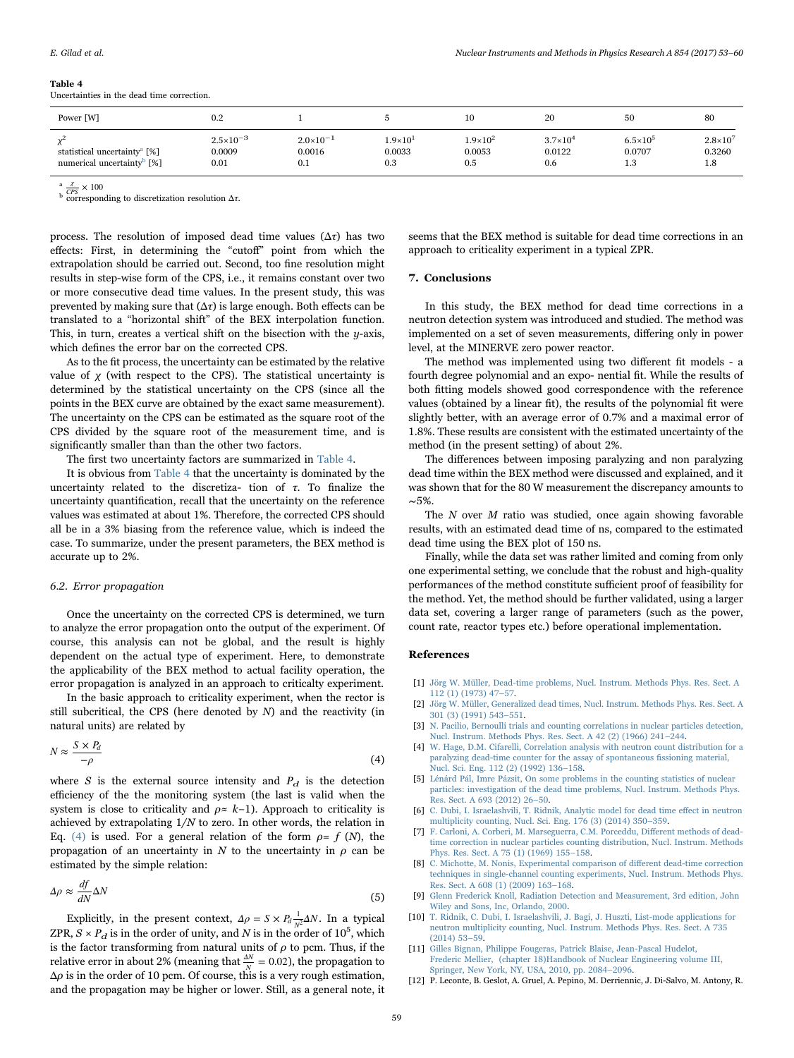**Table 4**
Uncertainties in the dead time correction.

| Power [W] | 0.2 | 1 | 5 | 10 | 20 | 50 | 80 |
|---|---|---|---|---|---|---|---|
| $\chi^2$ | $2.5\times10^{-3}$ | $2.0\times10^{-1}$ | $1.9\times10^{1}$ | $1.9\times10^{2}$ | $3.7\times10^{4}$ | $6.5\times10^{5}$ | $2.8\times10^{7}$ |
| statistical uncertainty[a] [%] | 0.0009 | 0.0016 | 0.0033 | 0.0053 | 0.0122 | 0.0707 | 0.3260 |
| numerical uncertainty[b] [%] | 0.01 | 0.1 | 0.3 | 0.5 | 0.6 | 1.3 | 1.8 |

[a] $\frac{\chi}{CPS} \times 100$
[b] corresponding to discretization resolution $\Delta\tau$.

process. The resolution of imposed dead time values ($\Delta\tau$) has two effects: First, in determining the "cutoff" point from which the extrapolation should be carried out. Second, too fine resolution might results in step-wise form of the CPS, i.e., it remains constant over two or more consecutive dead time values. In the present study, this was prevented by making sure that ($\Delta\tau$) is large enough. Both effects can be translated to a "horizontal shift" of the BEX interpolation function. This, in turn, creates a vertical shift on the bisection with the $y$-axis, which defines the error bar on the corrected CPS.

As to the fit process, the uncertainty can be estimated by the relative value of $\chi$ (with respect to the CPS). The statistical uncertainty is determined by the statistical uncertainty on the CPS (since all the points in the BEX curve are obtained by the exact same measurement). The uncertainty on the CPS can be estimated as the square root of the CPS divided by the square root of the measurement time, and is significantly smaller than than the other two factors.

The first two uncertainty factors are summarized in Table 4.

It is obvious from Table 4 that the uncertainty is dominated by the uncertainty related to the discretiza- tion of $\tau$. To finalize the uncertainty quantification, recall that the uncertainty on the reference values was estimated at about 1%. Therefore, the corrected CPS should all be in a 3% biasing from the reference value, which is indeed the case. To summarize, under the present parameters, the BEX method is accurate up to 2%.

### 6.2. Error propagation

Once the uncertainty on the corrected CPS is determined, we turn to analyze the error propagation onto the output of the experiment. Of course, this analysis can not be global, and the result is highly dependent on the actual type of experiment. Here, to demonstrate the applicability of the BEX method to actual facility operation, the error propagation is analyzed in an approach to criticalty experiment.

In the basic approach to criticality experiment, when the rector is still subcritical, the CPS (here denoted by $N$) and the reactivity (in natural units) are related by

$$N \approx \frac{S \times P_d}{-\rho} \tag{4}$$

where $S$ is the external source intensity and $P_d$ is the detection efficiency of the the monitoring system (the last is valid when the system is close to criticality and $\rho \approx k-1$). Approach to criticality is achieved by extrapolating $1/N$ to zero. In other words, the relation in Eq. (4) is used. For a general relation of the form $\rho = f(N)$, the propagation of an uncertainty in $N$ to the uncertainty in $\rho$ can be estimated by the simple relation:

$$\Delta\rho \approx \frac{df}{dN}\Delta N \tag{5}$$

Explicitly, in the present context, $\Delta\rho = S \times P_d \frac{1}{N^2}\Delta N$. In a typical ZPR, $S \times P_d$ is in the order of unity, and $N$ is in the order of $10^5$, which is the factor transforming from natural units of $\rho$ to pcm. Thus, if the relative error in about 2% (meaning that $\frac{\Delta N}{N} = 0.02$), the propagation to $\Delta\rho$ is in the order of 10 pcm. Of course, this is a very rough estimation, and the propagation may be higher or lower. Still, as a general note, it seems that the BEX method is suitable for dead time corrections in an approach to criticality experiment in a typical ZPR.

## 7. Conclusions

In this study, the BEX method for dead time corrections in a neutron detection system was introduced and studied. The method was implemented on a set of seven measurements, differing only in power level, at the MINERVE zero power reactor.

The method was implemented using two different fit models - a fourth degree polynomial and an expo- nential fit. While the results of both fitting models showed good correspondence with the reference values (obtained by a linear fit), the results of the polynomial fit were slightly better, with an average error of 0.7% and a maximal error of 1.8%. These results are consistent with the estimated uncertainty of the method (in the present setting) of about 2%.

The differences between imposing paralyzing and non paralyzing dead time within the BEX method were discussed and explained, and it was shown that for the 80 W measurement the discrepancy amounts to ~5%.

The $N$ over $M$ ratio was studied, once again showing favorable results, with an estimated dead time of ns, compared to the estimated dead time using the BEX plot of 150 ns.

Finally, while the data set was rather limited and coming from only one experimental setting, we conclude that the robust and high-quality performances of the method constitute sufficient proof of feasibility for the method. Yet, the method should be further validated, using a larger data set, covering a larger range of parameters (such as the power, count rate, reactor types etc.) before operational implementation.

## References

[1] Jörg W. Müller, Dead-time problems, Nucl. Instrum. Methods Phys. Res. Sect. A 112 (1) (1973) 47–57.
[2] Jörg W. Müller, Generalized dead times, Nucl. Instrum. Methods Phys. Res. Sect. A 301 (3) (1991) 543–551.
[3] N. Pacilio, Bernoulli trials and counting correlations in nuclear particles detection, Nucl. Instrum. Methods Phys. Res. Sect. A 42 (2) (1966) 241–244.
[4] W. Hage, D.M. Cifarelli, Correlation analysis with neutron count distribution for a paralyzing dead-time counter for the assay of spontaneous fissioning material, Nucl. Sci. Eng. 112 (2) (1992) 136–158.
[5] Lénárd Pál, Imre Pázsit, On some problems in the counting statistics of nuclear particles: investigation of the dead time problems, Nucl. Instrum. Methods Phys. Res. Sect. A 693 (2012) 26–50.
[6] C. Dubi, I. Israelashvili, T. Ridnik, Analytic model for dead time effect in neutron multiplicity counting, Nucl. Sci. Eng. 176 (3) (2014) 350–359.
[7] F. Carloni, A. Corberi, M. Marseguerra, C.M. Porceddu, Different methods of dead-time correction in nuclear particles counting distribution, Nucl. Instrum. Methods Phys. Res. Sect. A 75 (1) (1969) 155–158.
[8] C. Michotte, M. Nonis, Experimental comparison of different dead-time correction techniques in single-channel counting experiments, Nucl. Instrum. Methods Phys. Res. Sect. A 608 (1) (2009) 163–168.
[9] Glenn Frederick Knoll, Radiation Detection and Measurement, 3rd edition, John Wiley and Sons, Inc, Orlando, 2000.
[10] T. Ridnik, C. Dubi, I. Israelashvili, J. Bagi, J. Huszti, List-mode applications for neutron multiplicity counting, Nucl. Instrum. Methods Phys. Res. Sect. A 735 (2014) 53–59.
[11] Gilles Bignan, Philippe Fougeras, Patrick Blaise, Jean-Pascal Hudelot, Frederic Mellier, (chapter 18)Handbook of Nuclear Engineering volume III, Springer, New York, NY, USA, 2010, pp. 2084–2096.
[12] P. Leconte, B. Geslot, A. Gruel, A. Pepino, M. Derriennic, J. Di-Salvo, M. Antony, R.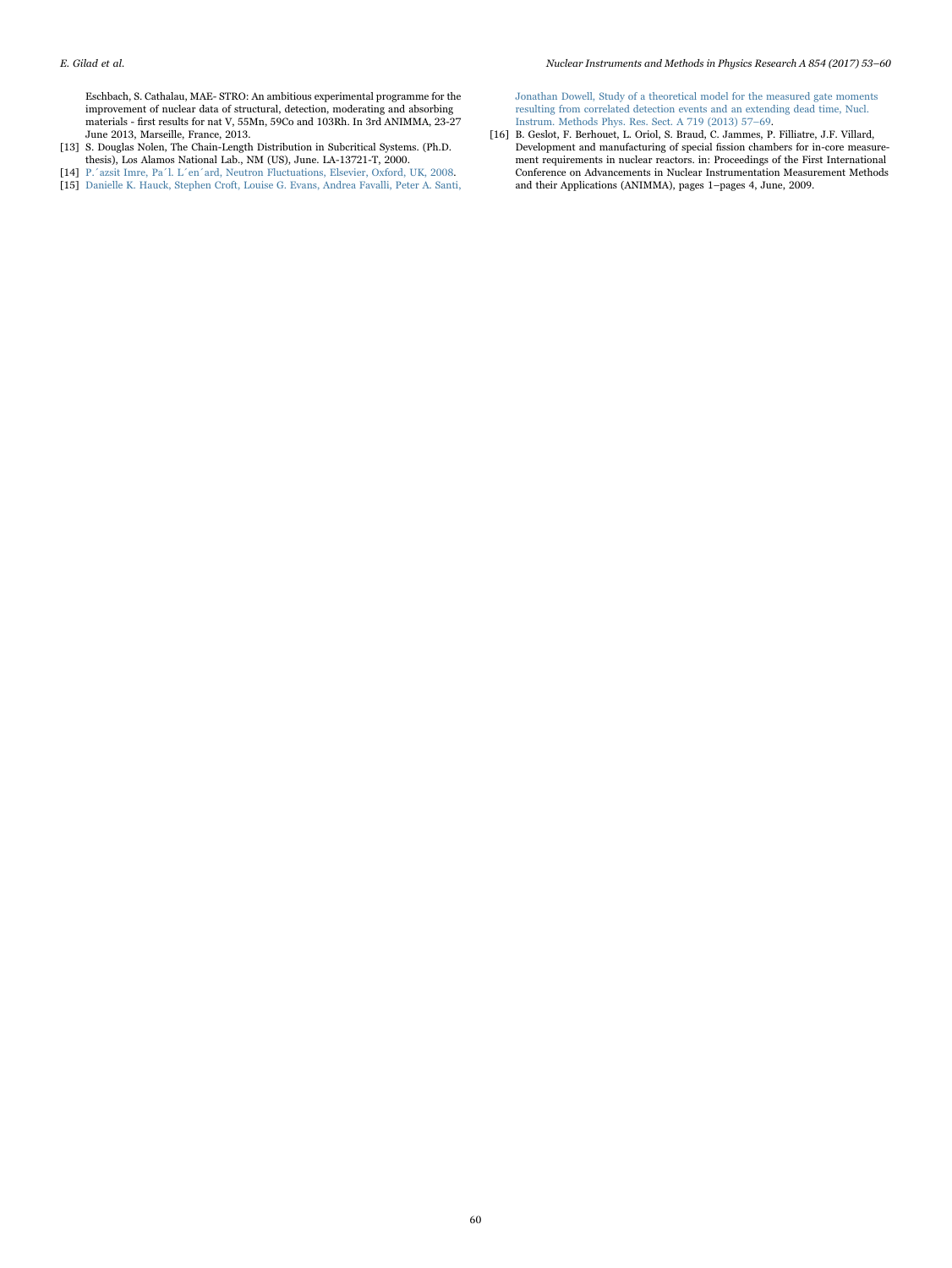Eschbach, S. Cathalau, MAE- STRO: An ambitious experimental programme for the improvement of nuclear data of structural, detection, moderating and absorbing materials - first results for nat V, 55Mn, 59Co and 103Rh. In 3rd ANIMMA, 23-27 June 2013, Marseille, France, 2013.

[13] S. Douglas Nolen, The Chain-Length Distribution in Subcritical Systems. (Ph.D. thesis), Los Alamos National Lab., NM (US), June. LA-13721-T, 2000.

[14] P.´azsit Imre, Pa´l. L´en´ard, Neutron Fluctuations, Elsevier, Oxford, UK, 2008.

[15] Danielle K. Hauck, Stephen Croft, Louise G. Evans, Andrea Favalli, Peter A. Santi, Jonathan Dowell, Study of a theoretical model for the measured gate moments resulting from correlated detection events and an extending dead time, Nucl. Instrum. Methods Phys. Res. Sect. A 719 (2013) 57–69.

[16] B. Geslot, F. Berhouet, L. Oriol, S. Braud, C. Jammes, P. Filliatre, J.F. Villard, Development and manufacturing of special fission chambers for in-core measurement requirements in nuclear reactors. in: Proceedings of the First International Conference on Advancements in Nuclear Instrumentation Measurement Methods and their Applications (ANIMMA), pages 1–pages 4, June, 2009.